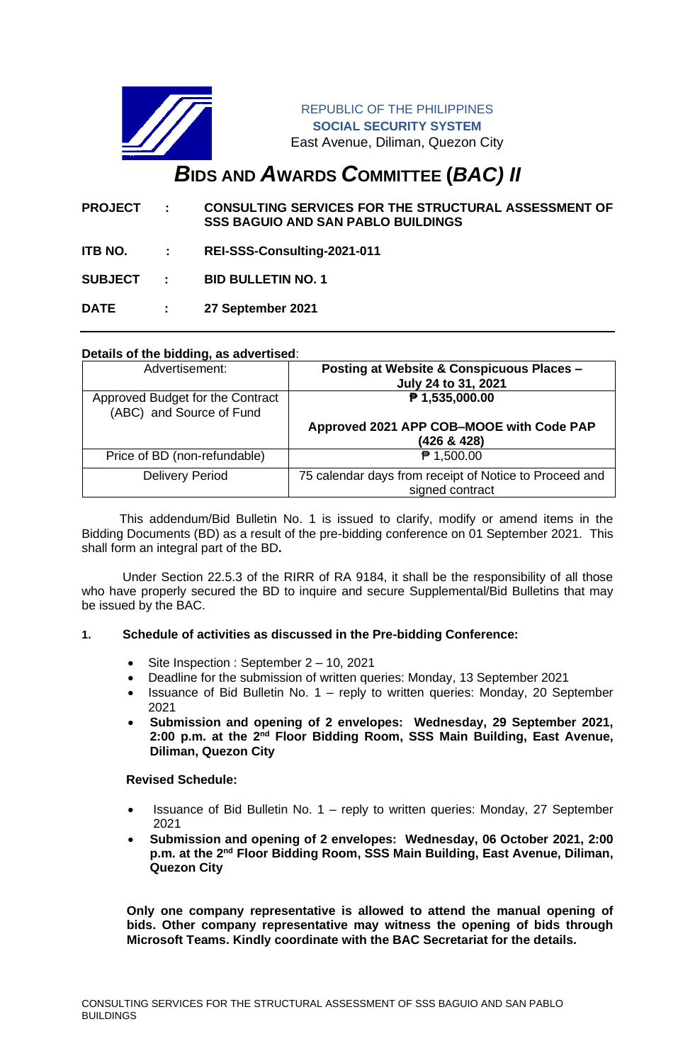REPUBLIC OF THE PHILIPPINES
**SOCIAL SECURITY SYSTEM**
East Avenue, Diliman, Quezon City

# *B*IDS AND *A*WARDS *C*OMMITTEE (*BAC) II*

**PROJECT : CONSULTING SERVICES FOR THE STRUCTURAL ASSESSMENT OF SSS BAGUIO AND SAN PABLO BUILDINGS**

**ITB NO. : REI-SSS-Consulting-2021-011**

**SUBJECT : BID BULLETIN NO. 1**

**DATE : 27 September 2021**

---

**Details of the bidding, as advertised**:

| Advertisement: | **Posting at Website & Conspicuous Places – July 24 to 31, 2021** |
|---|---|
| Approved Budget for the Contract (ABC) and Source of Fund | **₱ 1,535,000.00**<br><br>**Approved 2021 APP COB–MOOE with Code PAP (426 & 428)** |
| Price of BD (non-refundable) | ₱ 1,500.00 |
| Delivery Period | 75 calendar days from receipt of Notice to Proceed and signed contract |

This addendum/Bid Bulletin No. 1 is issued to clarify, modify or amend items in the Bidding Documents (BD) as a result of the pre-bidding conference on 01 September 2021. This shall form an integral part of the BD**.**

Under Section 22.5.3 of the RIRR of RA 9184, it shall be the responsibility of all those who have properly secured the BD to inquire and secure Supplemental/Bid Bulletins that may be issued by the BAC.

**1. Schedule of activities as discussed in the Pre-bidding Conference:**

- Site Inspection : September 2 – 10, 2021
- Deadline for the submission of written queries: Monday, 13 September 2021
- Issuance of Bid Bulletin No. 1 – reply to written queries: Monday, 20 September 2021
- **Submission and opening of 2 envelopes: Wednesday, 29 September 2021, 2:00 p.m. at the 2nd Floor Bidding Room, SSS Main Building, East Avenue, Diliman, Quezon City**

**Revised Schedule:**

- Issuance of Bid Bulletin No. 1 – reply to written queries: Monday, 27 September 2021
- **Submission and opening of 2 envelopes: Wednesday, 06 October 2021, 2:00 p.m. at the 2nd Floor Bidding Room, SSS Main Building, East Avenue, Diliman, Quezon City**

**Only one company representative is allowed to attend the manual opening of bids. Other company representative may witness the opening of bids through Microsoft Teams. Kindly coordinate with the BAC Secretariat for the details.**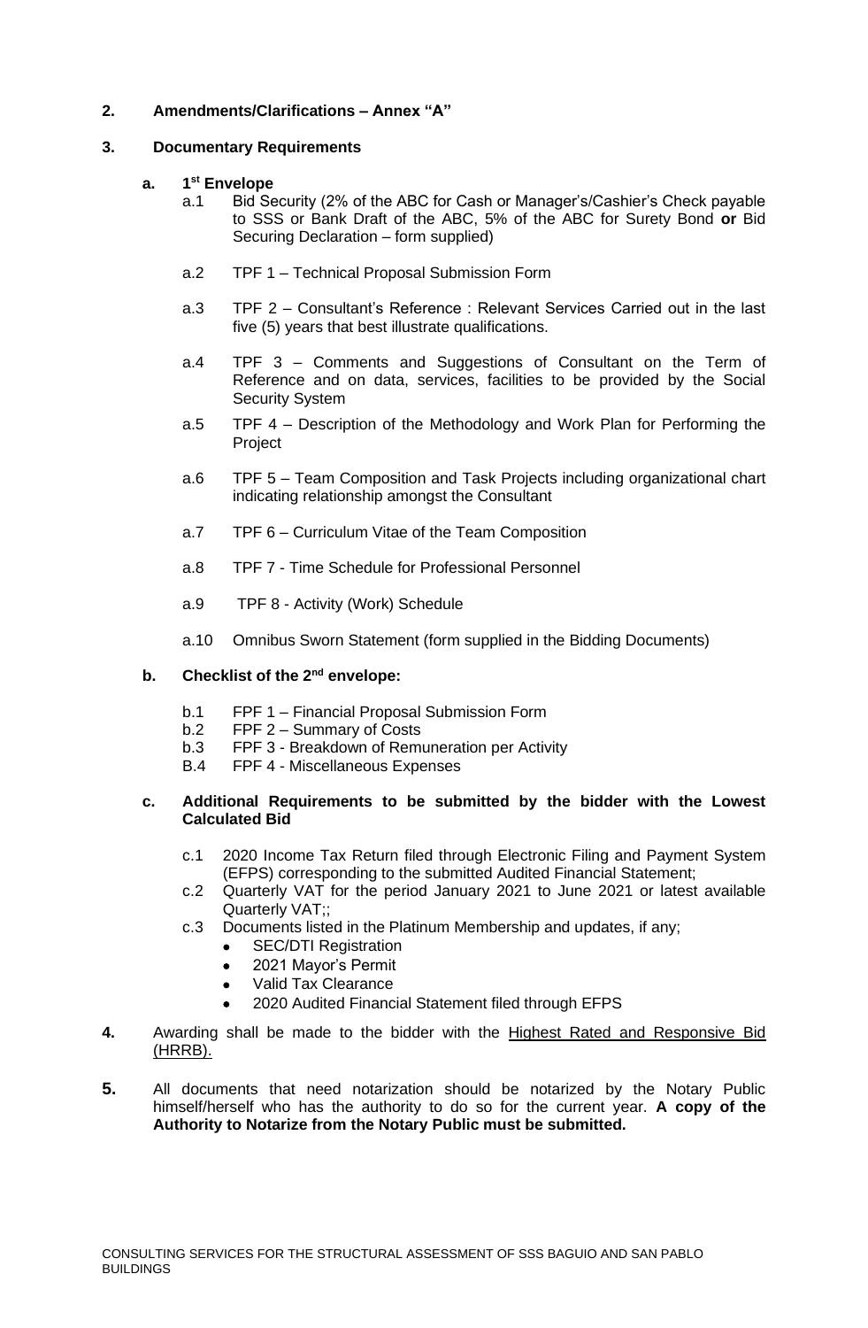**2. Amendments/Clarifications – Annex "A"**

**3. Documentary Requirements**

**a. 1st Envelope**

- a.1 Bid Security (2% of the ABC for Cash or Manager's/Cashier's Check payable to SSS or Bank Draft of the ABC, 5% of the ABC for Surety Bond **or** Bid Securing Declaration – form supplied)
- a.2 TPF 1 – Technical Proposal Submission Form
- a.3 TPF 2 – Consultant's Reference : Relevant Services Carried out in the last five (5) years that best illustrate qualifications.
- a.4 TPF 3 – Comments and Suggestions of Consultant on the Term of Reference and on data, services, facilities to be provided by the Social Security System
- a.5 TPF 4 – Description of the Methodology and Work Plan for Performing the Project
- a.6 TPF 5 – Team Composition and Task Projects including organizational chart indicating relationship amongst the Consultant
- a.7 TPF 6 – Curriculum Vitae of the Team Composition
- a.8 TPF 7 - Time Schedule for Professional Personnel
- a.9 TPF 8 - Activity (Work) Schedule
- a.10 Omnibus Sworn Statement (form supplied in the Bidding Documents)

**b. Checklist of the 2nd envelope:**

- b.1 FPF 1 – Financial Proposal Submission Form
- b.2 FPF 2 – Summary of Costs
- b.3 FPF 3 - Breakdown of Remuneration per Activity
- B.4 FPF 4 - Miscellaneous Expenses

**c. Additional Requirements to be submitted by the bidder with the Lowest Calculated Bid**

- c.1 2020 Income Tax Return filed through Electronic Filing and Payment System (EFPS) corresponding to the submitted Audited Financial Statement;
- c.2 Quarterly VAT for the period January 2021 to June 2021 or latest available Quarterly VAT;;
- c.3 Documents listed in the Platinum Membership and updates, if any;
  - SEC/DTI Registration
  - 2021 Mayor's Permit
  - Valid Tax Clearance
  - 2020 Audited Financial Statement filed through EFPS

**4.** Awarding shall be made to the bidder with the <u>Highest Rated and Responsive Bid (HRRB).</u>

**5.** All documents that need notarization should be notarized by the Notary Public himself/herself who has the authority to do so for the current year. **A copy of the Authority to Notarize from the Notary Public must be submitted.**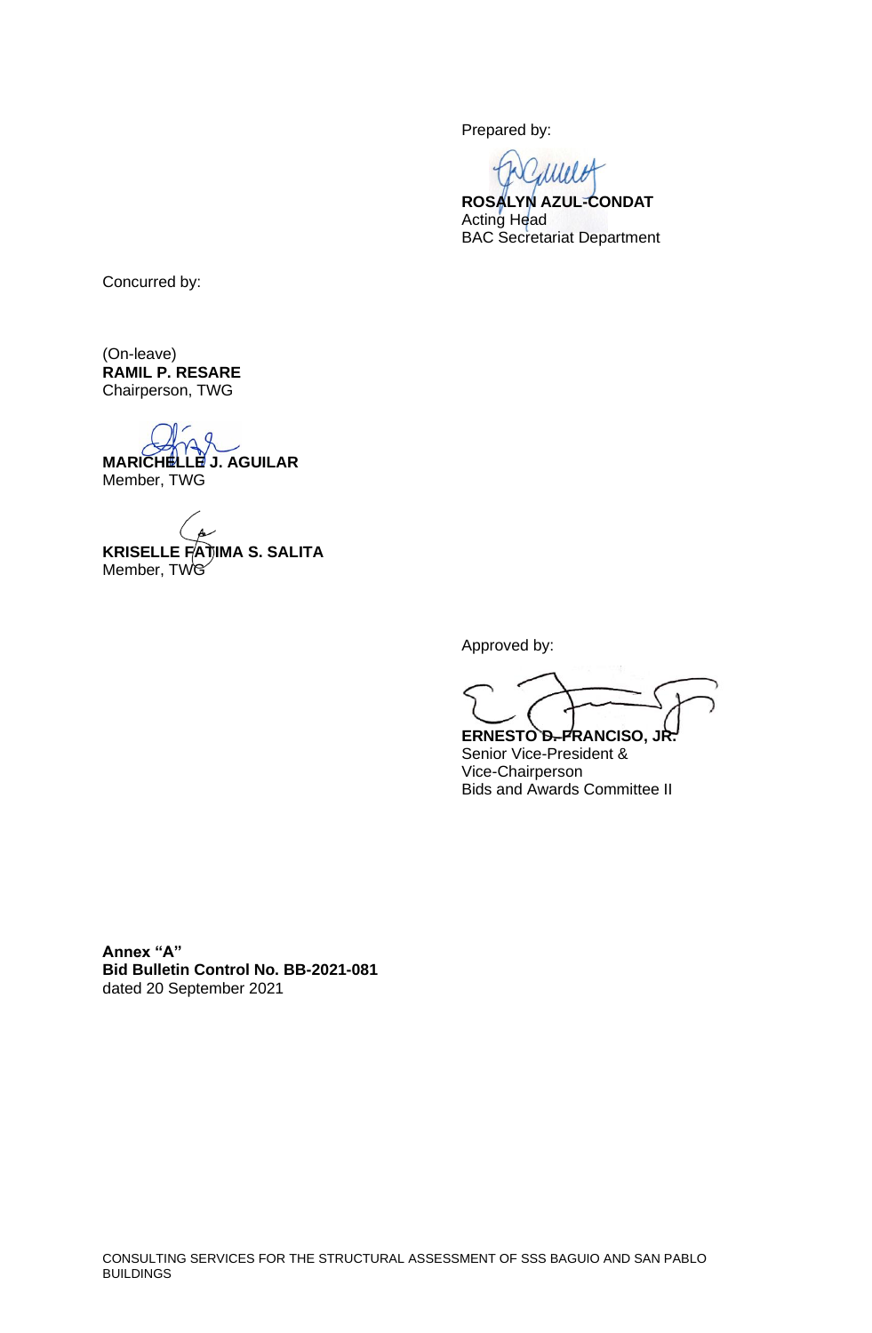Prepared by:

**ROSALYN AZUL-CONDAT**
Acting Head
BAC Secretariat Department

Concurred by:

(On-leave)
**RAMIL P. RESARE**
Chairperson, TWG

**MARICHELLE J. AGUILAR**
Member, TWG

**KRISELLE FATIMA S. SALITA**
Member, TWG

Approved by:

**ERNESTO D. FRANCISO, JR.**
Senior Vice-President &
Vice-Chairperson
Bids and Awards Committee II

**Annex "A"**
**Bid Bulletin Control No. BB-2021-081**
dated 20 September 2021

CONSULTING SERVICES FOR THE STRUCTURAL ASSESSMENT OF SSS BAGUIO AND SAN PABLO BUILDINGS